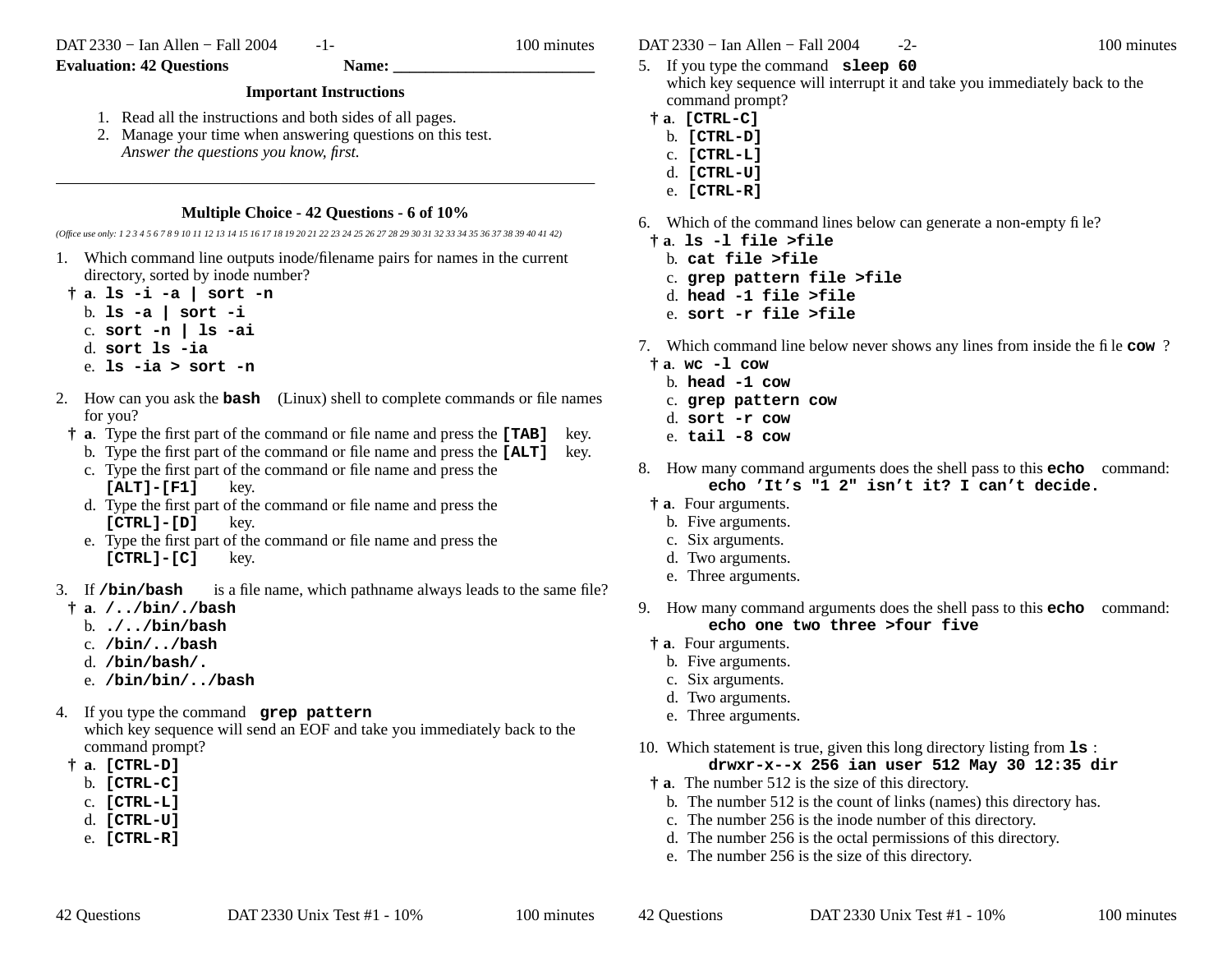**Evaluation: 42 Questions** **Name: ________________________**

### Important Instructions

1. Read all the instructions and both sides of all pages.
2. Manage your time when answering questions on this test.
   *Answer the questions you know, first.*

---

### Multiple Choice - 42 Questions - 6 of 10%

*(Office use only: 1 2 3 4 5 6 7 8 9 10 11 12 13 14 15 16 17 18 19 20 21 22 23 24 25 26 27 28 29 30 31 32 33 34 35 36 37 38 39 40 41 42)*

1. Which command line outputs inode/filename pairs for names in the current directory, sorted by inode number?
   - † **a**. `ls -i -a | sort -n`
   - b. `ls -a | sort -i`
   - c. `sort -n | ls -ai`
   - d. `sort ls -ia`
   - e. `ls -ia > sort -n`

2. How can you ask the **`bash`** (Linux) shell to complete commands or file names for you?
   - † **a**. Type the first part of the command or file name and press the **`[TAB]`** key.
   - b. Type the first part of the command or file name and press the **`[ALT]`** key.
   - c. Type the first part of the command or file name and press the **`[ALT]-[F1]`** key.
   - d. Type the first part of the command or file name and press the **`[CTRL]-[D]`** key.
   - e. Type the first part of the command or file name and press the **`[CTRL]-[C]`** key.

3. If **`/bin/bash`** is a file name, which pathname always leads to the same file?
   - † **a**. `/../bin/./bash`
   - b. `./../bin/bash`
   - c. `/bin/../bash`
   - d. `/bin/bash/.`
   - e. `/bin/bin/../bash`

4. If you type the command **`grep pattern`**
   which key sequence will send an EOF and take you immediately back to the command prompt?
   - † **a**. `[CTRL-D]`
   - b. `[CTRL-C]`
   - c. `[CTRL-L]`
   - d. `[CTRL-U]`
   - e. `[CTRL-R]`

5. If you type the command **`sleep 60`**
   which key sequence will interrupt it and take you immediately back to the command prompt?
   - † **a**. `[CTRL-C]`
   - b. `[CTRL-D]`
   - c. `[CTRL-L]`
   - d. `[CTRL-U]`
   - e. `[CTRL-R]`

6. Which of the command lines below can generate a non-empty file?
   - † **a**. `ls -l file >file`
   - b. `cat file >file`
   - c. `grep pattern file >file`
   - d. `head -1 file >file`
   - e. `sort -r file >file`

7. Which command line below never shows any lines from inside the file **`cow`** ?
   - † **a**. `wc -l cow`
   - b. `head -1 cow`
   - c. `grep pattern cow`
   - d. `sort -r cow`
   - e. `tail -8 cow`

8. How many command arguments does the shell pass to this **`echo`** command:
   **`echo 'It's "1 2" isn't it? I can't decide.`**
   - † **a**. Four arguments.
   - b. Five arguments.
   - c. Six arguments.
   - d. Two arguments.
   - e. Three arguments.

9. How many command arguments does the shell pass to this **`echo`** command:
   **`echo one two three >four five`**
   - † **a**. Four arguments.
   - b. Five arguments.
   - c. Six arguments.
   - d. Two arguments.
   - e. Three arguments.

10. Which statement is true, given this long directory listing from **`ls`** :
    **`drwxr-x--x 256 ian user 512 May 30 12:35 dir`**
    - † **a**. The number 512 is the size of this directory.
    - b. The number 512 is the count of links (names) this directory has.
    - c. The number 256 is the inode number of this directory.
    - d. The number 256 is the octal permissions of this directory.
    - e. The number 256 is the size of this directory.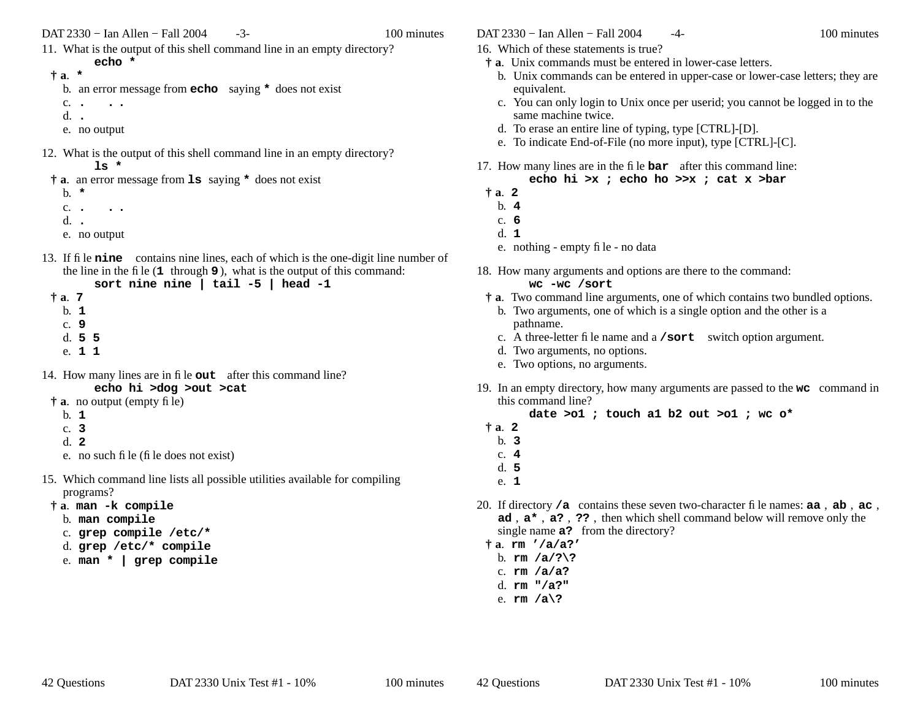11. What is the output of this shell command line in an empty directory?

    **echo \***

    **† a.** **\***
    b. an error message from **echo** saying **\*** does not exist
    c. **.    . .**
    d. **.**
    e. no output

12. What is the output of this shell command line in an empty directory?

    **ls \***

    **† a.** an error message from **ls** saying **\*** does not exist
    b. **\***
    c. **.    . .**
    d. **.**
    e. no output

13. If file **nine** contains nine lines, each of which is the one-digit line number of the line in the file (**1** through **9**), what is the output of this command:

    **sort nine nine | tail -5 | head -1**

    **† a.** **7**
    b. **1**
    c. **9**
    d. **5 5**
    e. **1 1**

14. How many lines are in file **out** after this command line?

    **echo hi >dog >out >cat**

    **† a.** no output (empty file)
    b. **1**
    c. **3**
    d. **2**
    e. no such file (file does not exist)

15. Which command line lists all possible utilities available for compiling programs?

    **† a.** **man -k compile**
    b. **man compile**
    c. **grep compile /etc/\***
    d. **grep /etc/\* compile**
    e. **man \* | grep compile**

16. Which of these statements is true?

    **† a.** Unix commands must be entered in lower-case letters.
    b. Unix commands can be entered in upper-case or lower-case letters; they are equivalent.
    c. You can only login to Unix once per userid; you cannot be logged in to the same machine twice.
    d. To erase an entire line of typing, type [CTRL]-[D].
    e. To indicate End-of-File (no more input), type [CTRL]-[C].

17. How many lines are in the file **bar** after this command line:

    **echo hi >x ; echo ho >>x ; cat x >bar**

    **† a.** **2**
    b. **4**
    c. **6**
    d. **1**
    e. nothing - empty file - no data

18. How many arguments and options are there to the command:

    **wc -wc /sort**

    **† a.** Two command line arguments, one of which contains two bundled options.
    b. Two arguments, one of which is a single option and the other is a pathname.
    c. A three-letter file name and a **/sort** switch option argument.
    d. Two arguments, no options.
    e. Two options, no arguments.

19. In an empty directory, how many arguments are passed to the **wc** command in this command line?

    **date >o1 ; touch a1 b2 out >o1 ; wc o\***

    **† a.** **2**
    b. **3**
    c. **4**
    d. **5**
    e. **1**

20. If directory **/a** contains these seven two-character file names: **aa**, **ab**, **ac**, **ad**, **a\***, **a?**, **??**, then which shell command below will remove only the single name **a?** from the directory?

    **† a.** **rm '/a/a?'**
    b. **rm /a/?\?**
    c. **rm /a/a?**
    d. **rm "/a?"**
    e. **rm /a\?**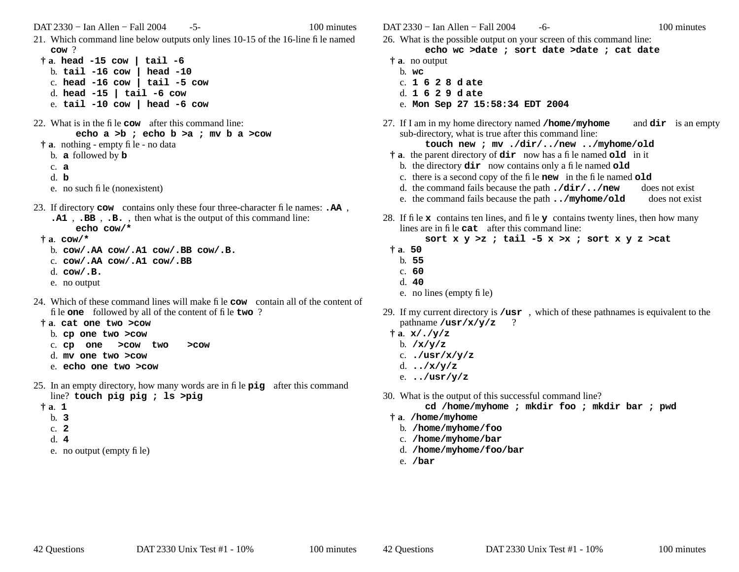21. Which command line below outputs only lines 10-15 of the 16-line file named **`cow`** ?
    - † a. **`head -15 cow | tail -6`**
    - b. **`tail -16 cow | head -10`**
    - c. **`head -16 cow | tail -5 cow`**
    - d. **`head -15 | tail -6 cow`**
    - e. **`tail -10 cow | head -6 cow`**

22. What is in the file **`cow`** after this command line:
    **`echo a >b ; echo b >a ; mv b a >cow`**
    - † a. nothing - empty file - no data
    - b. **`a`** followed by **`b`**
    - c. **`a`**
    - d. **`b`**
    - e. no such file (nonexistent)

23. If directory **`cow`** contains only these four three-character file names: **`.AA`** , **`.A1`** , **`.BB`** , **`.B.`** , then what is the output of this command line:
    **`echo cow/*`**
    - † a. **`cow/*`**
    - b. **`cow/.AA cow/.A1 cow/.BB cow/.B.`**
    - c. **`cow/.AA cow/.A1 cow/.BB`**
    - d. **`cow/.B.`**
    - e. no output

24. Which of these command lines will make file **`cow`** contain all of the content of file **`one`** followed by all of the content of file **`two`** ?
    - † a. **`cat one two >cow`**
    - b. **`cp one two >cow`**
    - c. **`cp one >cow two >cow`**
    - d. **`mv one two >cow`**
    - e. **`echo one two >cow`**

25. In an empty directory, how many words are in file **`pig`** after this command line? **`touch pig pig ; ls >pig`**
    - † a. **`1`**
    - b. **`3`**
    - c. **`2`**
    - d. **`4`**
    - e. no output (empty file)

26. What is the possible output on your screen of this command line:
    **`echo wc >date ; sort date >date ; cat date`**
    - † a. no output
    - b. **`wc`**
    - c. **`1 6 2 8 date`**
    - d. **`1 6 2 9 date`**
    - e. **`Mon Sep 27 15:58:34 EDT 2004`**

27. If I am in my home directory named **`/home/myhome`** and **`dir`** is an empty sub-directory, what is true after this command line:
    **`touch new ; mv ./dir/../new ../myhome/old`**
    - † a. the parent directory of **`dir`** now has a file named **`old`** in it
    - b. the directory **`dir`** now contains only a file named **`old`**
    - c. there is a second copy of the file **`new`** in the file named **`old`**
    - d. the command fails because the path **`./dir/../new`** does not exist
    - e. the command fails because the path **`../myhome/old`** does not exist

28. If file **`x`** contains ten lines, and file **`y`** contains twenty lines, then how many lines are in file **`cat`** after this command line:
    **`sort x y >z ; tail -5 x >x ; sort x y z >cat`**
    - † a. **`50`**
    - b. **`55`**
    - c. **`60`**
    - d. **`40`**
    - e. no lines (empty file)

29. If my current directory is **`/usr`** , which of these pathnames is equivalent to the pathname **`/usr/x/y/z`** ?
    - † a. **`x/./y/z`**
    - b. **`/x/y/z`**
    - c. **`./usr/x/y/z`**
    - d. **`../x/y/z`**
    - e. **`../usr/y/z`**

30. What is the output of this successful command line?
    **`cd /home/myhome ; mkdir foo ; mkdir bar ; pwd`**
    - † a. **`/home/myhome`**
    - b. **`/home/myhome/foo`**
    - c. **`/home/myhome/bar`**
    - d. **`/home/myhome/foo/bar`**
    - e. **`/bar`**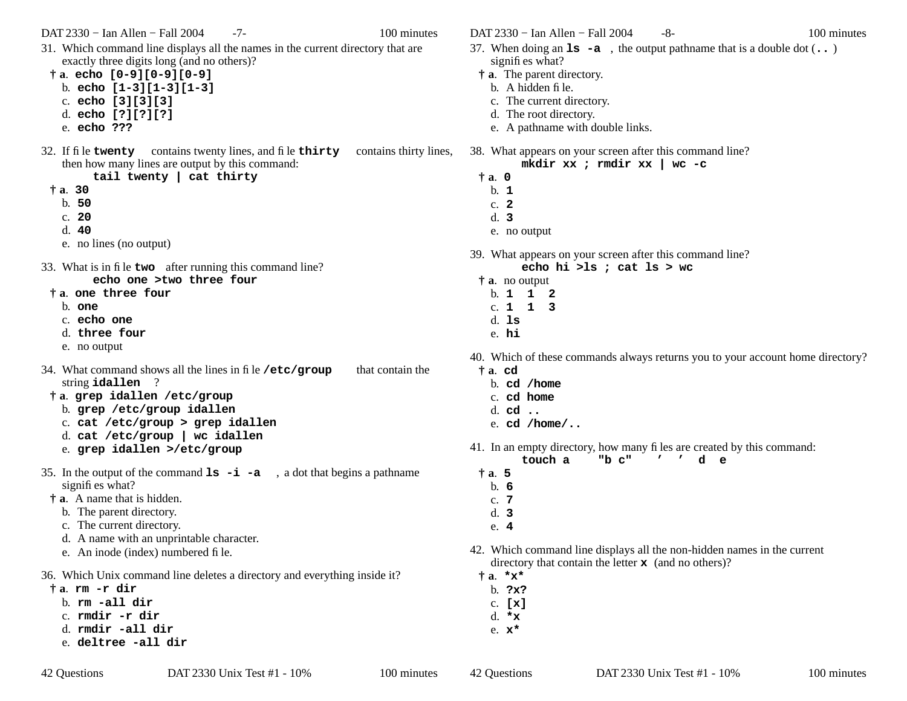31. Which command line displays all the names in the current directory that are exactly three digits long (and no others)?

   † **a**. **echo [0-9][0-9][0-9]**
   b. **echo [1-3][1-3][1-3]**
   c. **echo [3][3][3]**
   d. **echo [?][?][?]**
   e. **echo ???**

32. If file **twenty** contains twenty lines, and file **thirty** contains thirty lines, then how many lines are output by this command:

   ```
   tail twenty | cat thirty
   ```

   † **a**. **30**
   b. **50**
   c. **20**
   d. **40**
   e. no lines (no output)

33. What is in file **two** after running this command line?

   ```
   echo one >two three four
   ```

   † **a**. **one three four**
   b. **one**
   c. **echo one**
   d. **three four**
   e. no output

34. What command shows all the lines in file **/etc/group** that contain the string **idallen** ?

   † **a**. **grep idallen /etc/group**
   b. **grep /etc/group idallen**
   c. **cat /etc/group > grep idallen**
   d. **cat /etc/group | wc idallen**
   e. **grep idallen >/etc/group**

35. In the output of the command **ls -i -a** , a dot that begins a pathname signifies what?

   † **a**. A name that is hidden.
   b. The parent directory.
   c. The current directory.
   d. A name with an unprintable character.
   e. An inode (index) numbered file.

36. Which Unix command line deletes a directory and everything inside it?

   † **a**. **rm -r dir**
   b. **rm -all dir**
   c. **rmdir -r dir**
   d. **rmdir -all dir**
   e. **deltree -all dir**

37. When doing an **ls -a** , the output pathname that is a double dot (**..**) signifies what?

   † **a**. The parent directory.
   b. A hidden file.
   c. The current directory.
   d. The root directory.
   e. A pathname with double links.

38. What appears on your screen after this command line?

   ```
   mkdir xx ; rmdir xx | wc -c
   ```

   † **a**. **0**
   b. **1**
   c. **2**
   d. **3**
   e. no output

39. What appears on your screen after this command line?

   ```
   echo hi >ls ; cat ls > wc
   ```

   † **a**. no output
   b. **1 1 2**
   c. **1 1 3**
   d. **ls**
   e. **hi**

40. Which of these commands always returns you to your account home directory?

   † **a**. **cd**
   b. **cd /home**
   c. **cd home**
   d. **cd ..**
   e. **cd /home/..**

41. In an empty directory, how many files are created by this command:

   ```
   touch a "b c" ' ' d e
   ```

   † **a**. **5**
   b. **6**
   c. **7**
   d. **3**
   e. **4**

42. Which command line displays all the non-hidden names in the current directory that contain the letter **x** (and no others)?

   † **a**. ***x***
   b. **?x?**
   c. **[x]**
   d. ***x**
   e. **x***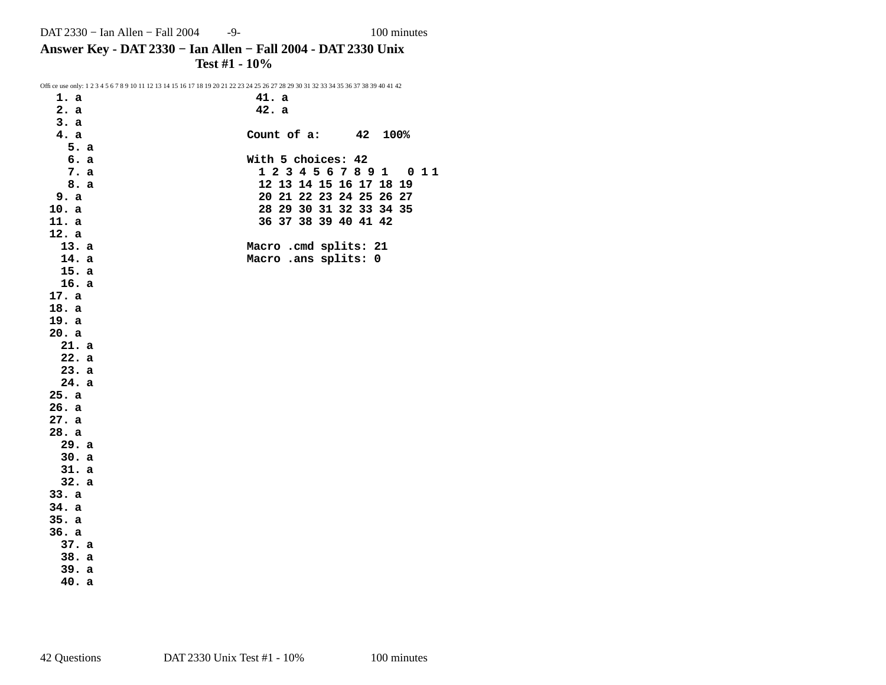# Answer Key - DAT 2330 − Ian Allen − Fall 2004 - DAT 2330 Unix Test #1 - 10%

Office use only: 1 2 3 4 5 6 7 8 9 10 11 12 13 14 15 16 17 18 19 20 21 22 23 24 25 26 27 28 29 30 31 32 33 34 35 36 37 38 39 40 41 42

```
 1. a
 2. a
 3. a
 4. a
 5. a
 6. a
 7. a
 8. a
 9. a
10. a
11. a
12. a
13. a
14. a
15. a
16. a
17. a
18. a
19. a
20. a
21. a
22. a
23. a
24. a
25. a
26. a
27. a
28. a
29. a
30. a
31. a
32. a
33. a
34. a
35. a
36. a
37. a
38. a
39. a
40. a
41. a
42. a

Count of a:     42  100%

With 5 choices: 42
  1 2 3 4 5 6 7 8 9 1   0 1 1
  12 13 14 15 16 17 18 19
  20 21 22 23 24 25 26 27
  28 29 30 31 32 33 34 35
  36 37 38 39 40 41 42

Macro .cmd splits: 21
Macro .ans splits: 0
```